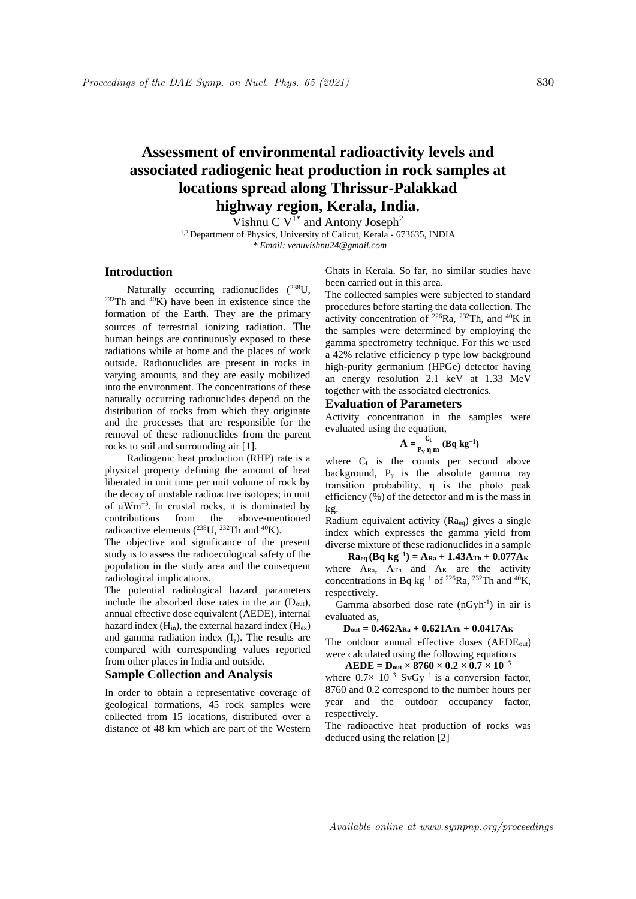# Assessment of environmental radioactivity levels and associated radiogenic heat production in rock samples at locations spread along Thrissur-Palakkad highway region, Kerala, India.

Vishnu C V[1*] and Antony Joseph[2]

[1,2] Department of Physics, University of Calicut, Kerala - 673635, INDIA

*\* Email: venuvishnu24@gmail.com*

## Introduction

Naturally occurring radionuclides ($^{238}U$, $^{232}Th$ and $^{40}K$) have been in existence since the formation of the Earth. They are the primary sources of terrestrial ionizing radiation. The human beings are continuously exposed to these radiations while at home and the places of work outside. Radionuclides are present in rocks in varying amounts, and they are easily mobilized into the environment. The concentrations of these naturally occurring radionuclides depend on the distribution of rocks from which they originate and the processes that are responsible for the removal of these radionuclides from the parent rocks to soil and surrounding air [1].

Radiogenic heat production (RHP) rate is a physical property defining the amount of heat liberated in unit time per unit volume of rock by the decay of unstable radioactive isotopes; in unit of $\mu Wm^{-3}$. In crustal rocks, it is dominated by contributions from the above-mentioned radioactive elements ($^{238}U$, $^{232}Th$ and $^{40}K$).

The objective and significance of the present study is to assess the radioecological safety of the population in the study area and the consequent radiological implications.

The potential radiological hazard parameters include the absorbed dose rates in the air ($D_{out}$), annual effective dose equivalent (AEDE), internal hazard index ($H_{in}$), the external hazard index ($H_{ex}$) and gamma radiation index ($I_{\gamma}$). The results are compared with corresponding values reported from other places in India and outside.

## Sample Collection and Analysis

In order to obtain a representative coverage of geological formations, 45 rock samples were collected from 15 locations, distributed over a distance of 48 km which are part of the Western Ghats in Kerala. So far, no similar studies have been carried out in this area.

The collected samples were subjected to standard procedures before starting the data collection. The activity concentration of $^{226}Ra$, $^{232}Th$, and $^{40}K$ in the samples were determined by employing the gamma spectrometry technique. For this we used a 42% relative efficiency p type low background high-purity germanium (HPGe) detector having an energy resolution 2.1 keV at 1.33 MeV together with the associated electronics.

## Evaluation of Parameters

Activity concentration in the samples were evaluated using the equation,

$$\mathbf{A = \frac{C_t}{P_\gamma\, \eta\, m}\ (Bq\ kg^{-1})}$$

where $C_t$ is the counts per second above background, $P_\gamma$ is the absolute gamma ray transition probability, η is the photo peak efficiency (%) of the detector and m is the mass in kg.

Radium equivalent activity ($Ra_{eq}$) gives a single index which expresses the gamma yield from diverse mixture of these radionuclides in a sample

$$\mathbf{Ra_{eq}\,(Bq\ kg^{-1}) = A_{Ra} + 1.43A_{Th} + 0.077A_K}$$

where $A_{Ra}$, $A_{Th}$ and $A_K$ are the activity concentrations in Bq $kg^{-1}$ of $^{226}Ra$, $^{232}Th$ and $^{40}K$, respectively.

Gamma absorbed dose rate ($nGyh^{-1}$) in air is evaluated as,

$$\mathbf{D_{out} = 0.462A_{Ra} + 0.621A_{Th} + 0.0417A_K}$$

The outdoor annual effective doses ($AEDE_{out}$) were calculated using the following equations

$$\mathbf{AEDE = D_{out} \times 8760 \times 0.2 \times 0.7 \times 10^{-3}}$$

where $0.7\times 10^{-3}$ $SvGy^{-1}$ is a conversion factor, 8760 and 0.2 correspond to the number hours per year and the outdoor occupancy factor, respectively.

The radioactive heat production of rocks was deduced using the relation [2]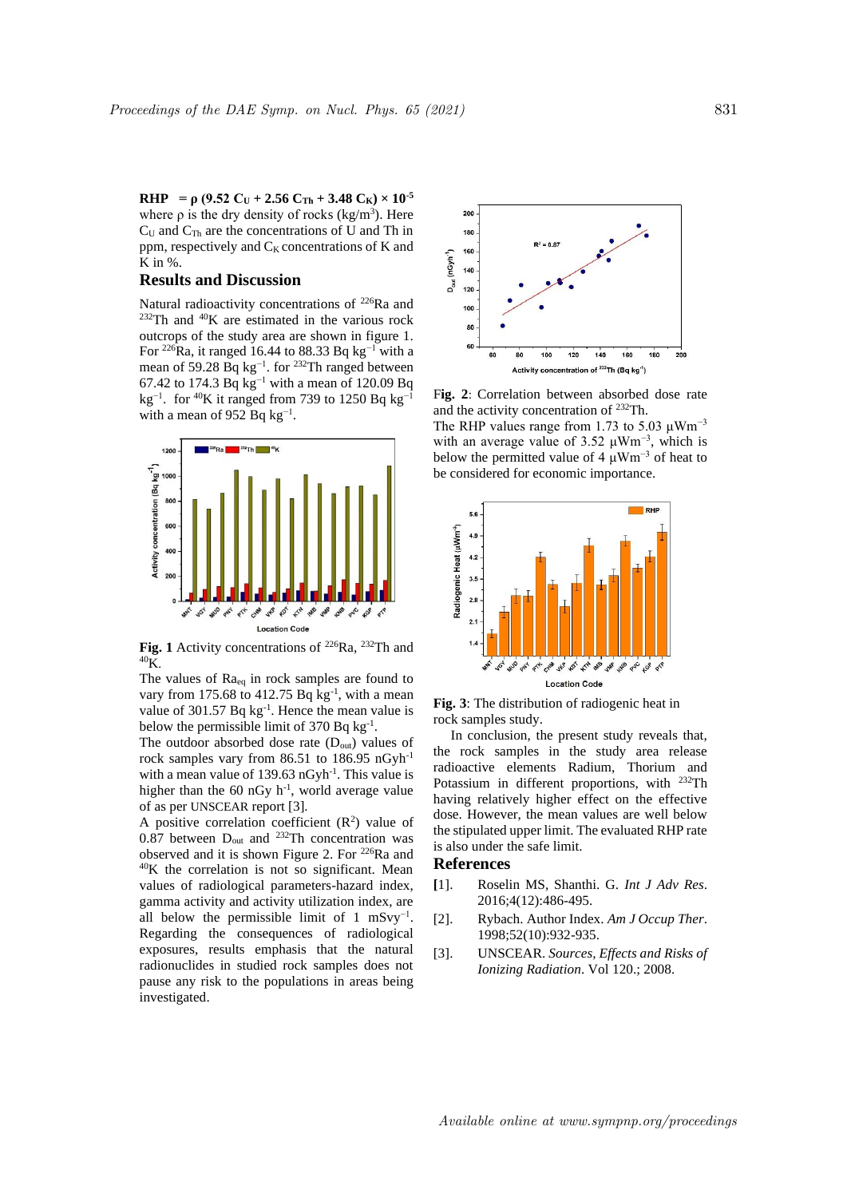**RHP** $= \rho\ (9.52\ C_U + 2.56\ C_{Th} + 3.48\ C_K) \times 10^{-5}$
where $\rho$ is the dry density of rocks (kg/m$^3$). Here $C_U$ and $C_{Th}$ are the concentrations of U and Th in ppm, respectively and $C_K$ concentrations of K and K in %.

## Results and Discussion

Natural radioactivity concentrations of $^{226}$Ra and $^{232}$Th and $^{40}$K are estimated in the various rock outcrops of the study area are shown in figure 1. For $^{226}$Ra, it ranged 16.44 to 88.33 Bq kg$^{-1}$ with a mean of 59.28 Bq kg$^{-1}$. for $^{232}$Th ranged between 67.42 to 174.3 Bq kg$^{-1}$ with a mean of 120.09 Bq kg$^{-1}$. for $^{40}$K it ranged from 739 to 1250 Bq kg$^{-1}$ with a mean of 952 Bq kg$^{-1}$.

$^{226}$Ra $^{232}$Th $^{40}$K
Activity concentration (Bq kg$^{-1}$)
0 200 400 600 800 1000 1200
MNT VGY MUD PNY PTK CHM VKP KDT KTN IMB VMP KNB PVC KGP PTP
Location Code

**Fig. 1** Activity concentrations of $^{226}$Ra, $^{232}$Th and $^{40}$K.

The values of $Ra_{eq}$ in rock samples are found to vary from 175.68 to 412.75 Bq kg$^{-1}$, with a mean value of 301.57 Bq kg$^{-1}$. Hence the mean value is below the permissible limit of 370 Bq kg$^{-1}$.

The outdoor absorbed dose rate ($D_{out}$) values of rock samples vary from 86.51 to 186.95 nGyh$^{-1}$ with a mean value of 139.63 nGyh$^{-1}$. This value is higher than the 60 nGy h$^{-1}$, world average value of as per UNSCEAR report [3].

A positive correlation coefficient ($R^2$) value of 0.87 between $D_{out}$ and $^{232}$Th concentration was observed and it is shown Figure 2. For $^{226}$Ra and $^{40}$K the correlation is not so significant. Mean values of radiological parameters-hazard index, gamma activity and activity utilization index, are all below the permissible limit of 1 mSvy$^{-1}$. Regarding the consequences of radiological exposures, results emphasis that the natural radionuclides in studied rock samples does not pause any risk to the populations in areas being investigated.

$R^2 = 0.87$
$D_{out}$ (nGyh$^{-1}$)
60 80 100 120 140 160 180 200
60 80 100 120 140 160 180 200
Activity concentration of $^{232}$Th (Bq kg$^{-1}$)

**Fig. 2**: Correlation between absorbed dose rate and the activity concentration of $^{232}$Th.

The RHP values range from 1.73 to 5.03 μWm$^{-3}$ with an average value of 3.52 μWm$^{-3}$, which is below the permitted value of 4 μWm$^{-3}$ of heat to be considered for economic importance.

RHP
Radiogenic Heat (μWm$^{-3}$)
1.4 2.1 2.8 3.5 4.2 4.9 5.6
MNT VGY MUD PNY PTK CHM VKP KDT KTN IMB VMP KNB PVC KGP PTP
Location Code

**Fig. 3**: The distribution of radiogenic heat in rock samples study.

In conclusion, the present study reveals that, the rock samples in the study area release radioactive elements Radium, Thorium and Potassium in different proportions, with $^{232}$Th having relatively higher effect on the effective dose. However, the mean values are well below the stipulated upper limit. The evaluated RHP rate is also under the safe limit.

## References

[1]. Roselin MS, Shanthi. G. *Int J Adv Res*. 2016;4(12):486-495.

[2]. Rybach. Author Index. *Am J Occup Ther*. 1998;52(10):932-935.

[3]. UNSCEAR. *Sources, Effects and Risks of Ionizing Radiation*. Vol 120.; 2008.